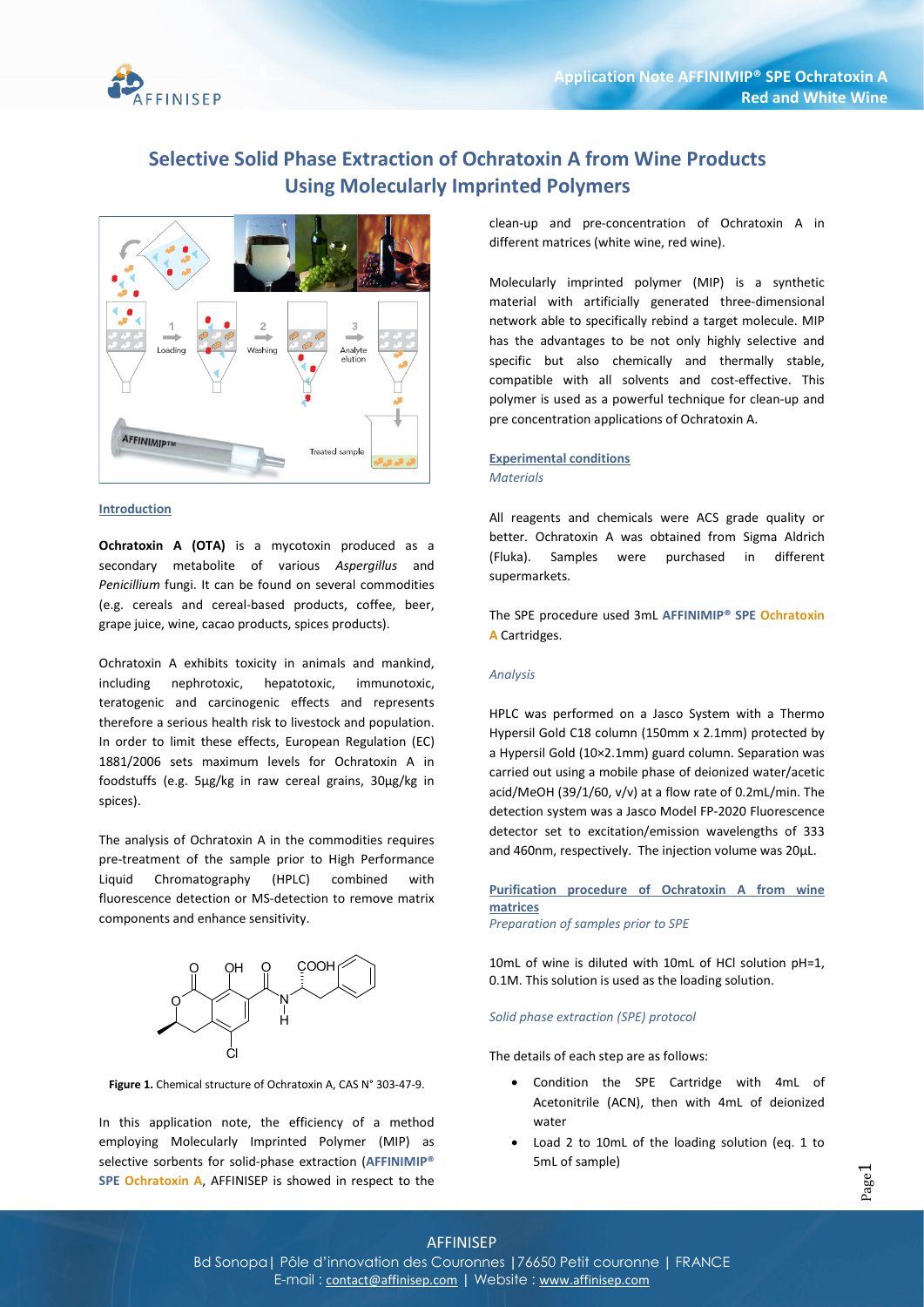# Selective Solid Phase Extraction of Ochratoxin A from Wine Products Using Molecularly Imprinted Polymers

## Introduction

**Ochratoxin A (OTA)** is a mycotoxin produced as a secondary metabolite of various *Aspergillus* and *Penicillium* fungi. It can be found on several commodities (e.g. cereals and cereal-based products, coffee, beer, grape juice, wine, cacao products, spices products).

Ochratoxin A exhibits toxicity in animals and mankind, including nephrotoxic, hepatotoxic, immunotoxic, teratogenic and carcinogenic effects and represents therefore a serious health risk to livestock and population. In order to limit these effects, European Regulation (EC) 1881/2006 sets maximum levels for Ochratoxin A in foodstuffs (e.g. 5µg/kg in raw cereal grains, 30µg/kg in spices).

The analysis of Ochratoxin A in the commodities requires pre-treatment of the sample prior to High Performance Liquid Chromatography (HPLC) combined with fluorescence detection or MS-detection to remove matrix components and enhance sensitivity.

**Figure 1.** Chemical structure of Ochratoxin A, CAS N° 303-47-9.

In this application note, the efficiency of a method employing Molecularly Imprinted Polymer (MIP) as selective sorbents for solid-phase extraction (**AFFINIMIP® SPE Ochratoxin A**, AFFINISEP is showed in respect to the clean-up and pre-concentration of Ochratoxin A in different matrices (white wine, red wine).

Molecularly imprinted polymer (MIP) is a synthetic material with artificially generated three-dimensional network able to specifically rebind a target molecule. MIP has the advantages to be not only highly selective and specific but also chemically and thermally stable, compatible with all solvents and cost-effective. This polymer is used as a powerful technique for clean-up and pre concentration applications of Ochratoxin A.

## Experimental conditions

*Materials*

All reagents and chemicals were ACS grade quality or better. Ochratoxin A was obtained from Sigma Aldrich (Fluka). Samples were purchased in different supermarkets.

The SPE procedure used 3mL **AFFINIMIP® SPE Ochratoxin A** Cartridges.

*Analysis*

HPLC was performed on a Jasco System with a Thermo Hypersil Gold C18 column (150mm x 2.1mm) protected by a Hypersil Gold (10×2.1mm) guard column. Separation was carried out using a mobile phase of deionized water/acetic acid/MeOH (39/1/60, v/v) at a flow rate of 0.2mL/min. The detection system was a Jasco Model FP-2020 Fluorescence detector set to excitation/emission wavelengths of 333 and 460nm, respectively. The injection volume was 20µL.

## Purification procedure of Ochratoxin A from wine matrices

*Preparation of samples prior to SPE*

10mL of wine is diluted with 10mL of HCl solution pH=1, 0.1M. This solution is used as the loading solution.

*Solid phase extraction (SPE) protocol*

The details of each step are as follows:

- Condition the SPE Cartridge with 4mL of Acetonitrile (ACN), then with 4mL of deionized water
- Load 2 to 10mL of the loading solution (eq. 1 to 5mL of sample)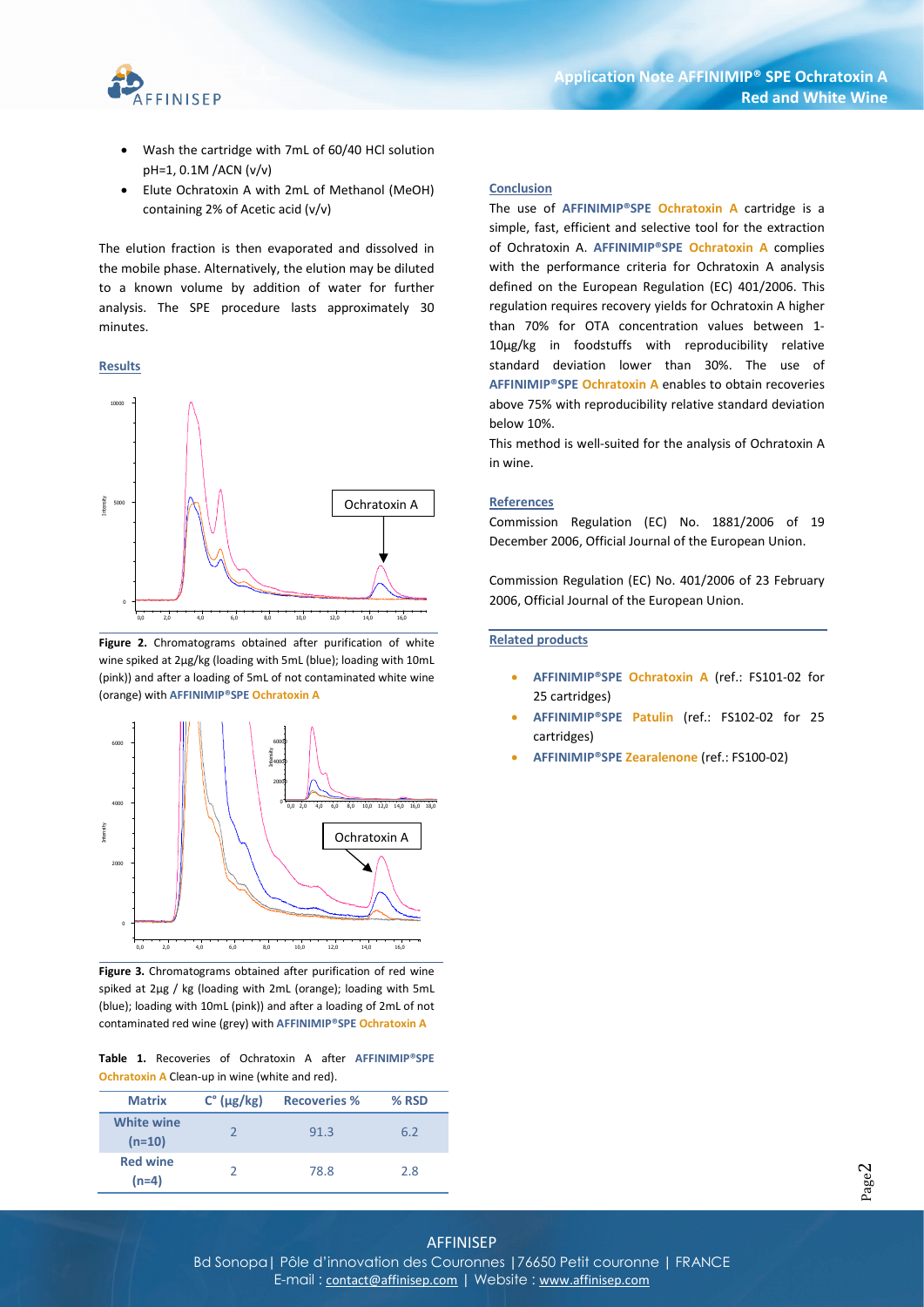- Wash the cartridge with 7mL of 60/40 HCl solution pH=1, 0.1M /ACN (v/v)
- Elute Ochratoxin A with 2mL of Methanol (MeOH) containing 2% of Acetic acid (v/v)

The elution fraction is then evaporated and dissolved in the mobile phase. Alternatively, the elution may be diluted to a known volume by addition of water for further analysis. The SPE procedure lasts approximately 30 minutes.

## Results

Intensity
10000
5000
0
0,0 2,0 4,0 6,0 8,0 10,0 12,0 14,0 16,0
Ochratoxin A

**Figure 2.** Chromatograms obtained after purification of white wine spiked at 2µg/kg (loading with 5mL (blue); loading with 10mL (pink)) and after a loading of 5mL of not contaminated white wine (orange) with **AFFINIMIP®SPE Ochratoxin A**

Intensity
6000
4000
2000
0
0,0 2,0 4,0 6,0 8,0 10,0 12,0 14,0 16,0
Ochratoxin A

**Figure 3.** Chromatograms obtained after purification of red wine spiked at 2µg / kg (loading with 2mL (orange); loading with 5mL (blue); loading with 10mL (pink)) and after a loading of 2mL of not contaminated red wine (grey) with **AFFINIMIP®SPE Ochratoxin A**

**Table 1.** Recoveries of Ochratoxin A after **AFFINIMIP®SPE Ochratoxin A** Clean-up in wine (white and red).

| Matrix | C° (µg/kg) | Recoveries % | % RSD |
|---|---|---|---|
| **White wine (n=10)** | 2 | 91.3 | 6.2 |
| **Red wine (n=4)** | 2 | 78.8 | 2.8 |

## Conclusion

The use of **AFFINIMIP®SPE Ochratoxin A** cartridge is a simple, fast, efficient and selective tool for the extraction of Ochratoxin A. **AFFINIMIP®SPE Ochratoxin A** complies with the performance criteria for Ochratoxin A analysis defined on the European Regulation (EC) 401/2006. This regulation requires recovery yields for Ochratoxin A higher than 70% for OTA concentration values between 1-10µg/kg in foodstuffs with reproducibility relative standard deviation lower than 30%. The use of **AFFINIMIP®SPE Ochratoxin A** enables to obtain recoveries above 75% with reproducibility relative standard deviation below 10%.

This method is well-suited for the analysis of Ochratoxin A in wine.

## References

Commission Regulation (EC) No. 1881/2006 of 19 December 2006, Official Journal of the European Union.

Commission Regulation (EC) No. 401/2006 of 23 February 2006, Official Journal of the European Union.

## Related products

- **AFFINIMIP®SPE Ochratoxin A** (ref.: FS101-02 for 25 cartridges)
- **AFFINIMIP®SPE Patulin** (ref.: FS102-02 for 25 cartridges)
- **AFFINIMIP®SPE Zearalenone** (ref.: FS100-02)

AFFINISEP
Bd Sonopa| Pôle d'innovation des Couronnes |76650 Petit couronne | FRANCE
E-mail : contact@affinisep.com | Website : www.affinisep.com